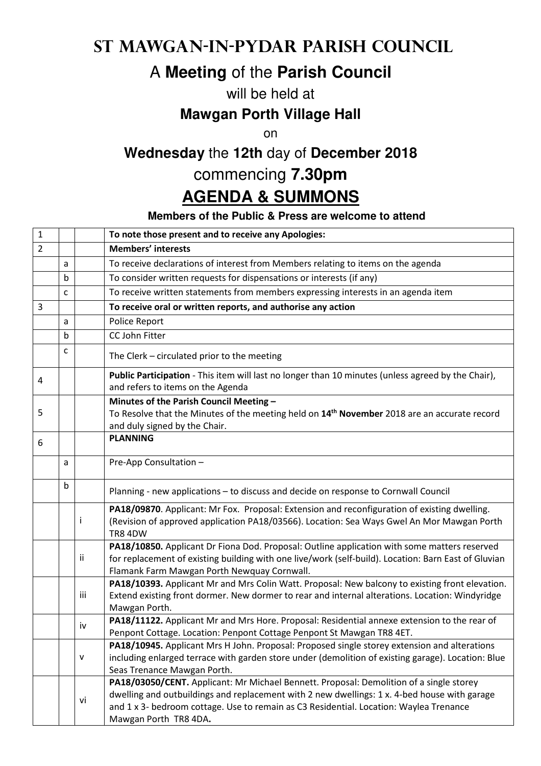# ST MAWGAN-IN-PYDAR PARISH COUNCIL

## A **Meeting** of the **Parish Council**

will be held at

### **Mawgan Porth Village Hall**

on

### **Wednesday** the **12th** day of **December 2018**

## commencing **7.30pm**

# **AGENDA & SUMMONS**

**Members of the Public & Press are welcome to attend**

| | | | |
|---|---|---|---|
| 1 | | | **To note those present and to receive any Apologies:** |
| 2 | | | **Members' interests** |
| | a | | To receive declarations of interest from Members relating to items on the agenda |
| | b | | To consider written requests for dispensations or interests (if any) |
| | c | | To receive written statements from members expressing interests in an agenda item |
| 3 | | | **To receive oral or written reports, and authorise any action** |
| | a | | Police Report |
| | b | | CC John Fitter |
| | c | | The Clerk – circulated prior to the meeting |
| 4 | | | **Public Participation** - This item will last no longer than 10 minutes (unless agreed by the Chair), and refers to items on the Agenda |
| 5 | | | **Minutes of the Parish Council Meeting –** To Resolve that the Minutes of the meeting held on **14th November** 2018 are an accurate record and duly signed by the Chair. |
| 6 | | | **PLANNING** |
| | a | | Pre-App Consultation – |
| | b | | Planning - new applications – to discuss and decide on response to Cornwall Council |
| | | i | **PA18/09870**. Applicant: Mr Fox. Proposal: Extension and reconfiguration of existing dwelling. (Revision of approved application PA18/03566). Location: Sea Ways Gwel An Mor Mawgan Porth TR8 4DW |
| | | ii | **PA18/10850.** Applicant Dr Fiona Dod. Proposal: Outline application with some matters reserved for replacement of existing building with one live/work (self-build). Location: Barn East of Gluvian Flamank Farm Mawgan Porth Newquay Cornwall. |
| | | iii | **PA18/10393.** Applicant Mr and Mrs Colin Watt. Proposal: New balcony to existing front elevation. Extend existing front dormer. New dormer to rear and internal alterations. Location: Windyridge Mawgan Porth. |
| | | iv | **PA18/11122.** Applicant Mr and Mrs Hore. Proposal: Residential annexe extension to the rear of Penpont Cottage. Location: Penpont Cottage Penpont St Mawgan TR8 4ET. |
| | | v | **PA18/10945.** Applicant Mrs H John. Proposal: Proposed single storey extension and alterations including enlarged terrace with garden store under (demolition of existing garage). Location: Blue Seas Trenance Mawgan Porth. |
| | | vi | **PA18/03050/CENT.** Applicant: Mr Michael Bennett. Proposal: Demolition of a single storey dwelling and outbuildings and replacement with 2 new dwellings: 1 x. 4-bed house with garage and 1 x 3- bedroom cottage. Use to remain as C3 Residential. Location: Waylea Trenance Mawgan Porth TR8 4DA**.** |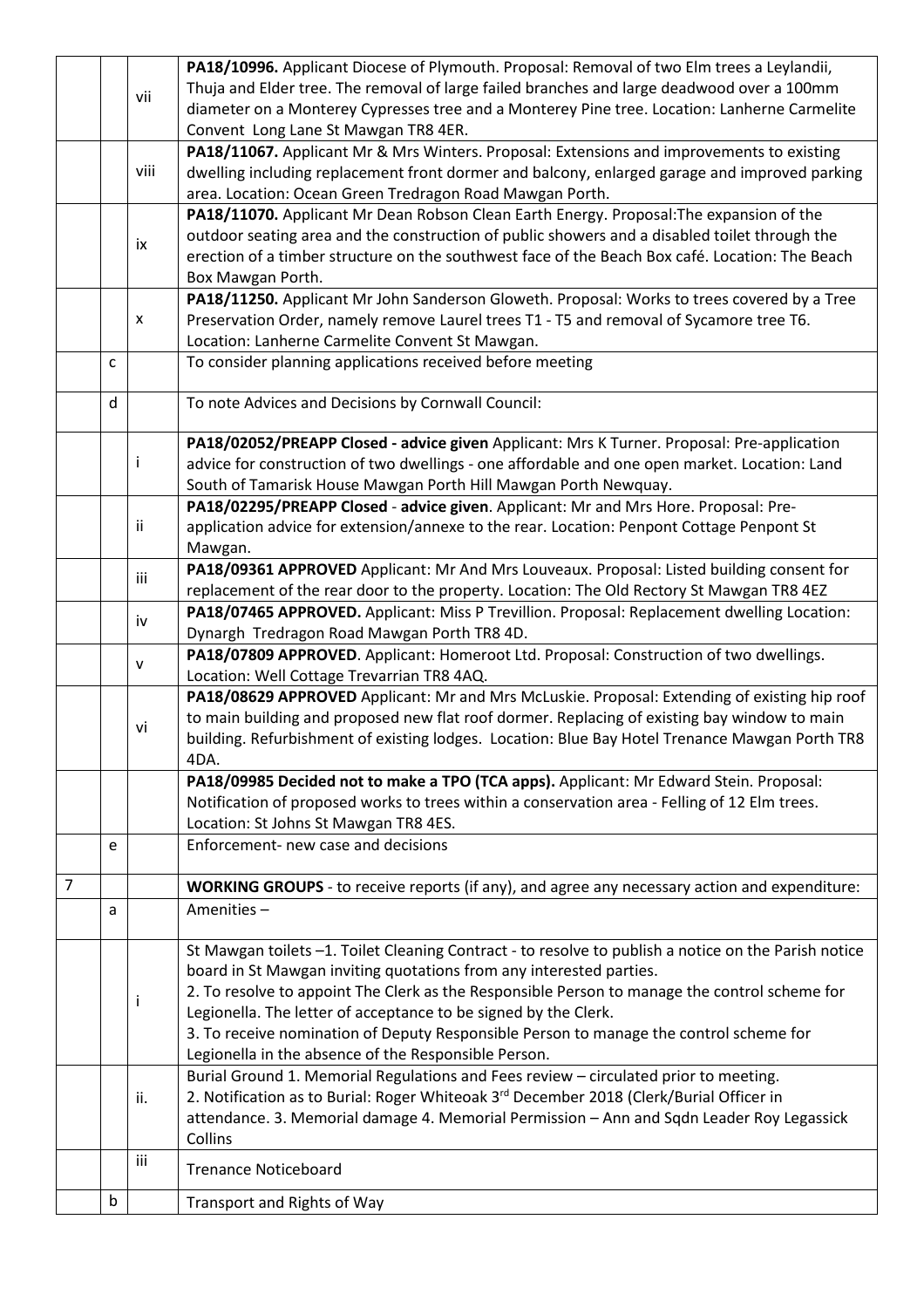| | | | |
|---|---|---|---|
| | | vii | **PA18/10996.** Applicant Diocese of Plymouth. Proposal: Removal of two Elm trees a Leylandii, Thuja and Elder tree. The removal of large failed branches and large deadwood over a 100mm diameter on a Monterey Cypresses tree and a Monterey Pine tree. Location: Lanherne Carmelite Convent Long Lane St Mawgan TR8 4ER. |
| | | viii | **PA18/11067.** Applicant Mr & Mrs Winters. Proposal: Extensions and improvements to existing dwelling including replacement front dormer and balcony, enlarged garage and improved parking area. Location: Ocean Green Tredragon Road Mawgan Porth. |
| | | ix | **PA18/11070.** Applicant Mr Dean Robson Clean Earth Energy. Proposal:The expansion of the outdoor seating area and the construction of public showers and a disabled toilet through the erection of a timber structure on the southwest face of the Beach Box café. Location: The Beach Box Mawgan Porth. |
| | | x | **PA18/11250.** Applicant Mr John Sanderson Gloweth. Proposal: Works to trees covered by a Tree Preservation Order, namely remove Laurel trees T1 - T5 and removal of Sycamore tree T6. Location: Lanherne Carmelite Convent St Mawgan. |
| | c | | To consider planning applications received before meeting |
| | d | | To note Advices and Decisions by Cornwall Council: |
| | | i | **PA18/02052/PREAPP Closed - advice given** Applicant: Mrs K Turner. Proposal: Pre-application advice for construction of two dwellings - one affordable and one open market. Location: Land South of Tamarisk House Mawgan Porth Hill Mawgan Porth Newquay. |
| | | ii | **PA18/02295/PREAPP Closed** - **advice given**. Applicant: Mr and Mrs Hore. Proposal: Pre-application advice for extension/annexe to the rear. Location: Penpont Cottage Penpont St Mawgan. |
| | | iii | **PA18/09361 APPROVED** Applicant: Mr And Mrs Louveaux. Proposal: Listed building consent for replacement of the rear door to the property. Location: The Old Rectory St Mawgan TR8 4EZ |
| | | iv | **PA18/07465 APPROVED.** Applicant: Miss P Trevillion. Proposal: Replacement dwelling Location: Dynargh Tredragon Road Mawgan Porth TR8 4D. |
| | | v | **PA18/07809 APPROVED**. Applicant: Homeroot Ltd. Proposal: Construction of two dwellings. Location: Well Cottage Trevarrian TR8 4AQ. |
| | | vi | **PA18/08629 APPROVED** Applicant: Mr and Mrs McLuskie. Proposal: Extending of existing hip roof to main building and proposed new flat roof dormer. Replacing of existing bay window to main building. Refurbishment of existing lodges. Location: Blue Bay Hotel Trenance Mawgan Porth TR8 4DA. |
| | | | **PA18/09985 Decided not to make a TPO (TCA apps).** Applicant: Mr Edward Stein. Proposal: Notification of proposed works to trees within a conservation area - Felling of 12 Elm trees. Location: St Johns St Mawgan TR8 4ES. |
| | e | | Enforcement- new case and decisions |
| 7 | | | **WORKING GROUPS** - to receive reports (if any), and agree any necessary action and expenditure: |
| | a | | Amenities – |
| | | i | St Mawgan toilets –1. Toilet Cleaning Contract - to resolve to publish a notice on the Parish notice board in St Mawgan inviting quotations from any interested parties.<br>2. To resolve to appoint The Clerk as the Responsible Person to manage the control scheme for Legionella. The letter of acceptance to be signed by the Clerk.<br>3. To receive nomination of Deputy Responsible Person to manage the control scheme for Legionella in the absence of the Responsible Person. |
| | | ii. | Burial Ground 1. Memorial Regulations and Fees review – circulated prior to meeting.<br>2. Notification as to Burial: Roger Whiteoak 3rd December 2018 (Clerk/Burial Officer in attendance. 3. Memorial damage 4. Memorial Permission – Ann and Sqdn Leader Roy Legassick Collins |
| | | iii | Trenance Noticeboard |
| | b | | Transport and Rights of Way |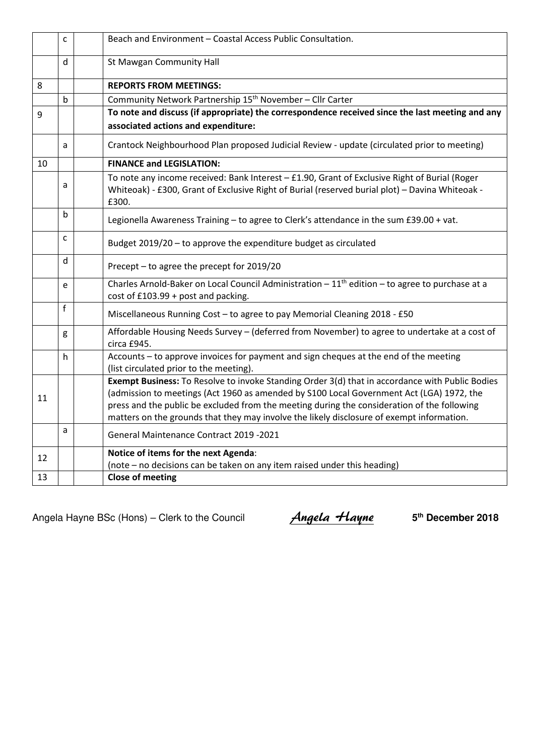| | | | |
|---|---|---|---|
| | c | | Beach and Environment – Coastal Access Public Consultation. |
| | d | | St Mawgan Community Hall |
| 8 | | | **REPORTS FROM MEETINGS:** |
| | b | | Community Network Partnership 15th November – Cllr Carter |
| 9 | | | **To note and discuss (if appropriate) the correspondence received since the last meeting and any associated actions and expenditure:** |
| | a | | Crantock Neighbourhood Plan proposed Judicial Review - update (circulated prior to meeting) |
| 10 | | | **FINANCE and LEGISLATION:** |
| | a | | To note any income received: Bank Interest – £1.90, Grant of Exclusive Right of Burial (Roger Whiteoak) - £300, Grant of Exclusive Right of Burial (reserved burial plot) – Davina Whiteoak - £300. |
| | b | | Legionella Awareness Training – to agree to Clerk's attendance in the sum £39.00 + vat. |
| | c | | Budget 2019/20 – to approve the expenditure budget as circulated |
| | d | | Precept – to agree the precept for 2019/20 |
| | e | | Charles Arnold-Baker on Local Council Administration – 11th edition – to agree to purchase at a cost of £103.99 + post and packing. |
| | f | | Miscellaneous Running Cost – to agree to pay Memorial Cleaning 2018 - £50 |
| | g | | Affordable Housing Needs Survey – (deferred from November) to agree to undertake at a cost of circa £945. |
| | h | | Accounts – to approve invoices for payment and sign cheques at the end of the meeting (list circulated prior to the meeting). |
| 11 | | | **Exempt Business:** To Resolve to invoke Standing Order 3(d) that in accordance with Public Bodies (admission to meetings (Act 1960 as amended by S100 Local Government Act (LGA) 1972, the press and the public be excluded from the meeting during the consideration of the following matters on the grounds that they may involve the likely disclosure of exempt information. |
| | a | | General Maintenance Contract 2019 -2021 |
| 12 | | | **Notice of items for the next Agenda**: (note – no decisions can be taken on any item raised under this heading) |
| 13 | | | **Close of meeting** |

Angela Hayne BSc (Hons) – Clerk to the Council *Angela Hayne* **5th December 2018**